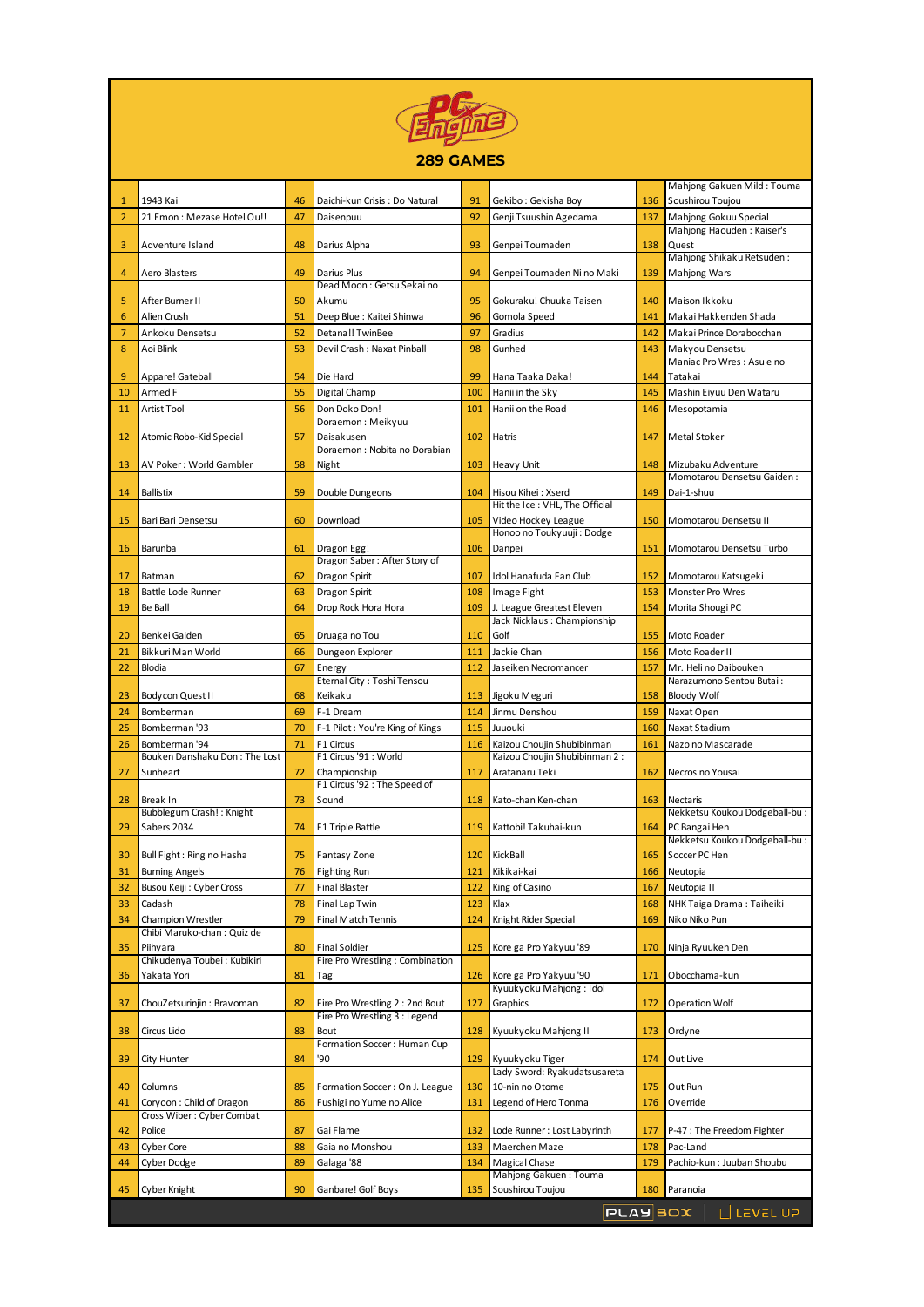# PC Engine

## 289 GAMES

| | | | | | | | |
|---|---|---|---|---|---|---|---|
| 1 | 1943 Kai | 46 | Daichi-kun Crisis : Do Natural | 91 | Gekibo : Gekisha Boy | 136 | Mahjong Gakuen Mild : Touma Soushirou Toujou |
| 2 | 21 Emon : Mezase Hotel Ou!! | 47 | Daisenpuu | 92 | Genji Tsuushin Agedama | 137 | Mahjong Gokuu Special |
| 3 | Adventure Island | 48 | Darius Alpha | 93 | Genpei Toumaden | 138 | Mahjong Haouden : Kaiser's Quest |
| 4 | Aero Blasters | 49 | Darius Plus | 94 | Genpei Toumaden Ni no Maki | 139 | Mahjong Shikaku Retsuden : Mahjong Wars |
| 5 | After Burner II | 50 | Dead Moon : Getsu Sekai no Akumu | 95 | Gokuraku! Chuuka Taisen | 140 | Maison Ikkoku |
| 6 | Alien Crush | 51 | Deep Blue : Kaitei Shinwa | 96 | Gomola Speed | 141 | Makai Hakkenden Shada |
| 7 | Ankoku Densetsu | 52 | Detana!! TwinBee | 97 | Gradius | 142 | Makai Prince Dorabocchan |
| 8 | Aoi Blink | 53 | Devil Crash : Naxat Pinball | 98 | Gunhed | 143 | Makyou Densetsu |
| 9 | Appare! Gateball | 54 | Die Hard | 99 | Hana Taaka Daka! | 144 | Maniac Pro Wres : Asu e no Tatakai |
| 10 | Armed F | 55 | Digital Champ | 100 | Hanii in the Sky | 145 | Mashin Eiyuu Den Wataru |
| 11 | Artist Tool | 56 | Don Doko Don! | 101 | Hanii on the Road | 146 | Mesopotamia |
| 12 | Atomic Robo-Kid Special | 57 | Doraemon : Meikyuu Daisakusen | 102 | Hatris | 147 | Metal Stoker |
| 13 | AV Poker : World Gambler | 58 | Doraemon : Nobita no Dorabian Night | 103 | Heavy Unit | 148 | Mizubaku Adventure |
| 14 | Ballistix | 59 | Double Dungeons | 104 | Hisou Kihei : Xserd | 149 | Momotarou Densetsu Gaiden : Dai-1-shuu |
| 15 | Bari Bari Densetsu | 60 | Download | 105 | Hit the Ice : VHL, The Official Video Hockey League | 150 | Momotarou Densetsu II |
| 16 | Barunba | 61 | Dragon Egg! | 106 | Honoo no Toukyuuji : Dodge Danpei | 151 | Momotarou Densetsu Turbo |
| 17 | Batman | 62 | Dragon Saber : After Story of Dragon Spirit | 107 | Idol Hanafuda Fan Club | 152 | Momotarou Katsugeki |
| 18 | Battle Lode Runner | 63 | Dragon Spirit | 108 | Image Fight | 153 | Monster Pro Wres |
| 19 | Be Ball | 64 | Drop Rock Hora Hora | 109 | J. League Greatest Eleven | 154 | Morita Shougi PC |
| 20 | Benkei Gaiden | 65 | Druaga no Tou | 110 | Jack Nicklaus : Championship Golf | 155 | Moto Roader |
| 21 | Bikkuri Man World | 66 | Dungeon Explorer | 111 | Jackie Chan | 156 | Moto Roader II |
| 22 | Blodia | 67 | Energy | 112 | Jaseiken Necromancer | 157 | Mr. Heli no Daibouken |
| 23 | Bodycon Quest II | 68 | Eternal City : Toshi Tensou Keikaku | 113 | Jigoku Meguri | 158 | Narazumono Sentou Butai : Bloody Wolf |
| 24 | Bomberman | 69 | F-1 Dream | 114 | Jinmu Denshou | 159 | Naxat Open |
| 25 | Bomberman '93 | 70 | F-1 Pilot : You're King of Kings | 115 | Juuouki | 160 | Naxat Stadium |
| 26 | Bomberman '94 | 71 | F1 Circus | 116 | Kaizou Choujin Shubibinman | 161 | Nazo no Mascarade |
| 27 | Bouken Danshaku Don : The Lost Sunheart | 72 | F1 Circus '91 : World Championship | 117 | Kaizou Choujin Shubibinman 2 : Aratanaru Teki | 162 | Necros no Yousai |
| 28 | Break In | 73 | F1 Circus '92 : The Speed of Sound | 118 | Kato-chan Ken-chan | 163 | Nectaris |
| 29 | Bubblegum Crash! : Knight Sabers 2034 | 74 | F1 Triple Battle | 119 | Kattobi! Takuhai-kun | 164 | Nekketsu Koukou Dodgeball-bu : PC Bangai Hen |
| 30 | Bull Fight : Ring no Hasha | 75 | Fantasy Zone | 120 | KickBall | 165 | Nekketsu Koukou Dodgeball-bu : Soccer PC Hen |
| 31 | Burning Angels | 76 | Fighting Run | 121 | Kikikai-kai | 166 | Neutopia |
| 32 | Busou Keiji : Cyber Cross | 77 | Final Blaster | 122 | King of Casino | 167 | Neutopia II |
| 33 | Cadash | 78 | Final Lap Twin | 123 | Klax | 168 | NHK Taiga Drama : Taiheiki |
| 34 | Champion Wrestler | 79 | Final Match Tennis | 124 | Knight Rider Special | 169 | Niko Niko Pun |
| 35 | Chibi Maruko-chan : Quiz de Piihyara | 80 | Final Soldier | 125 | Kore ga Pro Yakyuu '89 | 170 | Ninja Ryuuken Den |
| 36 | Chikudenya Toubei : Kubikiri Yakata Yori | 81 | Fire Pro Wrestling : Combination Tag | 126 | Kore ga Pro Yakyuu '90 | 171 | Obocchama-kun |
| 37 | ChouZetsurinjin : Bravoman | 82 | Fire Pro Wrestling 2 : 2nd Bout | 127 | Kyuukyoku Mahjong : Idol Graphics | 172 | Operation Wolf |
| 38 | Circus Lido | 83 | Fire Pro Wrestling 3 : Legend Bout | 128 | Kyuukyoku Mahjong II | 173 | Ordyne |
| 39 | City Hunter | 84 | Formation Soccer : Human Cup '90 | 129 | Kyuukyoku Tiger | 174 | Out Live |
| 40 | Columns | 85 | Formation Soccer : On J. League | 130 | Lady Sword: Ryakudatsusareta 10-nin no Otome | 175 | Out Run |
| 41 | Coryoon : Child of Dragon | 86 | Fushigi no Yume no Alice | 131 | Legend of Hero Tonma | 176 | Override |
| 42 | Cross Wiber : Cyber Combat Police | 87 | Gai Flame | 132 | Lode Runner : Lost Labyrinth | 177 | P-47 : The Freedom Fighter |
| 43 | Cyber Core | 88 | Gaia no Monshou | 133 | Maerchen Maze | 178 | Pac-Land |
| 44 | Cyber Dodge | 89 | Galaga '88 | 134 | Magical Chase | 179 | Pachio-kun : Juuban Shoubu |
| 45 | Cyber Knight | 90 | Ganbare! Golf Boys | 135 | Mahjong Gakuen : Touma Soushirou Toujou | 180 | Paranoia |

PLAY BOX | LEVEL UP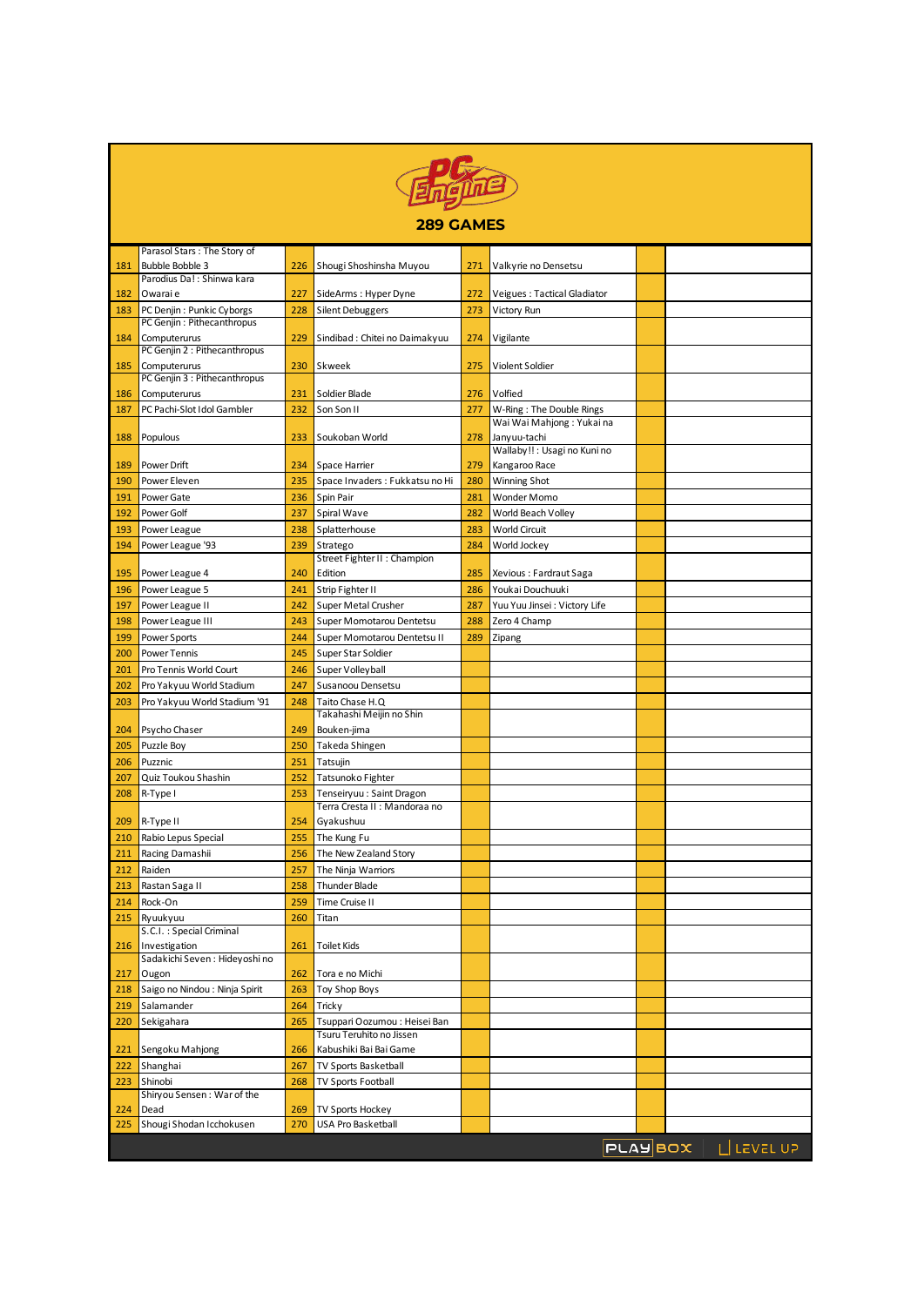# 289 GAMES

| | | | | | | | |
|---|---|---|---|---|---|---|---|
| 181 | Parasol Stars : The Story of Bubble Bobble 3 | 226 | Shougi Shoshinsha Muyou | 271 | Valkyrie no Densetsu | | |
| 182 | Parodius Da! : Shinwa kara Owarai e | 227 | SideArms : Hyper Dyne | 272 | Veigues : Tactical Gladiator | | |
| 183 | PC Denjin : Punkic Cyborgs | 228 | Silent Debuggers | 273 | Victory Run | | |
| 184 | PC Genjin : Pithecanthropus Computerurus | 229 | Sindibad : Chitei no Daimakyuu | 274 | Vigilante | | |
| 185 | PC Genjin 2 : Pithecanthropus Computerurus | 230 | Skweek | 275 | Violent Soldier | | |
| 186 | PC Genjin 3 : Pithecanthropus Computerurus | 231 | Soldier Blade | 276 | Volfied | | |
| 187 | PC Pachi-Slot Idol Gambler | 232 | Son Son II | 277 | W-Ring : The Double Rings | | |
| 188 | Populous | 233 | Soukoban World | 278 | Wai Wai Mahjong : Yukai na Janyuu-tachi | | |
| 189 | Power Drift | 234 | Space Harrier | 279 | Wallaby!! : Usagi no Kuni no Kangaroo Race | | |
| 190 | Power Eleven | 235 | Space Invaders : Fukkatsu no Hi | 280 | Winning Shot | | |
| 191 | Power Gate | 236 | Spin Pair | 281 | Wonder Momo | | |
| 192 | Power Golf | 237 | Spiral Wave | 282 | World Beach Volley | | |
| 193 | Power League | 238 | Splatterhouse | 283 | World Circuit | | |
| 194 | Power League '93 | 239 | Stratego | 284 | World Jockey | | |
| 195 | Power League 4 | 240 | Street Fighter II : Champion Edition | 285 | Xevious : Fardraut Saga | | |
| 196 | Power League 5 | 241 | Strip Fighter II | 286 | Youkai Douchuuki | | |
| 197 | Power League II | 242 | Super Metal Crusher | 287 | Yuu Yuu Jinsei : Victory Life | | |
| 198 | Power League III | 243 | Super Momotarou Dentetsu | 288 | Zero 4 Champ | | |
| 199 | Power Sports | 244 | Super Momotarou Dentetsu II | 289 | Zipang | | |
| 200 | Power Tennis | 245 | Super Star Soldier | | | | |
| 201 | Pro Tennis World Court | 246 | Super Volleyball | | | | |
| 202 | Pro Yakyuu World Stadium | 247 | Susanoou Densetsu | | | | |
| 203 | Pro Yakyuu World Stadium '91 | 248 | Taito Chase H.Q | | | | |
| 204 | Psycho Chaser | 249 | Takahashi Meijin no Shin Bouken-jima | | | | |
| 205 | Puzzle Boy | 250 | Takeda Shingen | | | | |
| 206 | Puzznic | 251 | Tatsujin | | | | |
| 207 | Quiz Toukou Shashin | 252 | Tatsunoko Fighter | | | | |
| 208 | R-Type I | 253 | Tenseiryuu : Saint Dragon | | | | |
| 209 | R-Type II | 254 | Terra Cresta II : Mandoraa no Gyakushuu | | | | |
| 210 | Rabio Lepus Special | 255 | The Kung Fu | | | | |
| 211 | Racing Damashii | 256 | The New Zealand Story | | | | |
| 212 | Raiden | 257 | The Ninja Warriors | | | | |
| 213 | Rastan Saga II | 258 | Thunder Blade | | | | |
| 214 | Rock-On | 259 | Time Cruise II | | | | |
| 215 | Ryuukyuu | 260 | Titan | | | | |
| 216 | S.C.I. : Special Criminal Investigation | 261 | Toilet Kids | | | | |
| 217 | Sadakichi Seven : Hideyoshi no Ougon | 262 | Tora e no Michi | | | | |
| 218 | Saigo no Nindou : Ninja Spirit | 263 | Toy Shop Boys | | | | |
| 219 | Salamander | 264 | Tricky | | | | |
| 220 | Sekigahara | 265 | Tsuppari Oozumou : Heisei Ban | | | | |
| 221 | Sengoku Mahjong | 266 | Tsuru Teruhito no Jissen Kabushiki Bai Bai Game | | | | |
| 222 | Shanghai | 267 | TV Sports Basketball | | | | |
| 223 | Shinobi | 268 | TV Sports Football | | | | |
| 224 | Shiryou Sensen : War of the Dead | 269 | TV Sports Hockey | | | | |
| 225 | Shougi Shodan Icchokusen | 270 | USA Pro Basketball | | | | |

PLAYBOX LEVEL UP